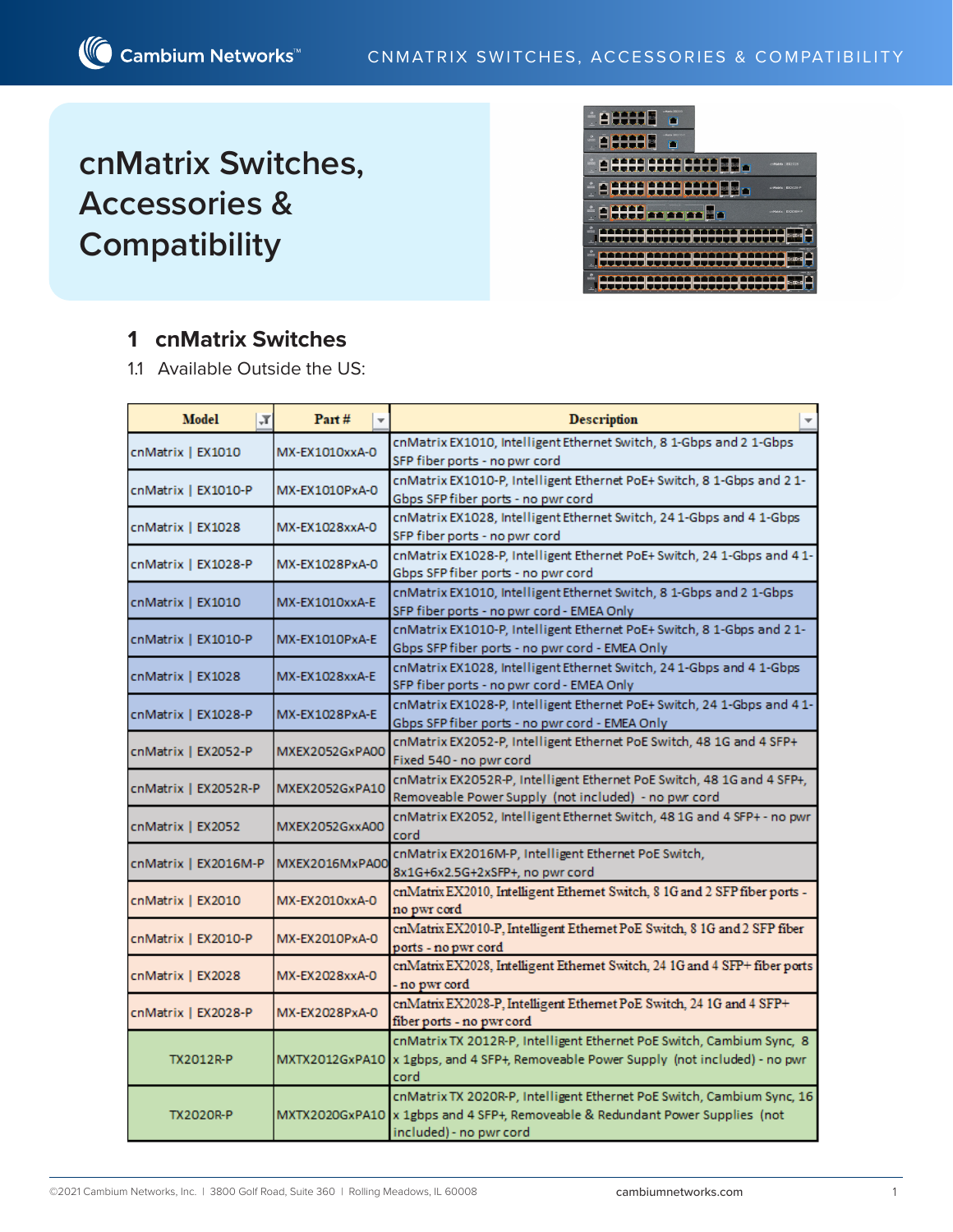# cnMatrix Switches, Accessories & Compatibility

## 1 cnMatrix Switches

1.1 Available Outside the US:

| Model | Part # | Description |
|---|---|---|
| cnMatrix \| EX1010 | MX-EX1010xxA-0 | cnMatrix EX1010, Intelligent Ethernet Switch, 8 1-Gbps and 2 1-Gbps SFP fiber ports - no pwr cord |
| cnMatrix \| EX1010-P | MX-EX1010PxA-0 | cnMatrix EX1010-P, Intelligent Ethernet PoE+ Switch, 8 1-Gbps and 2 1-Gbps SFP fiber ports - no pwr cord |
| cnMatrix \| EX1028 | MX-EX1028xxA-0 | cnMatrix EX1028, Intelligent Ethernet Switch, 24 1-Gbps and 4 1-Gbps SFP fiber ports - no pwr cord |
| cnMatrix \| EX1028-P | MX-EX1028PxA-0 | cnMatrix EX1028-P, Intelligent Ethernet PoE+ Switch, 24 1-Gbps and 4 1-Gbps SFP fiber ports - no pwr cord |
| cnMatrix \| EX1010 | MX-EX1010xxA-E | cnMatrix EX1010, Intelligent Ethernet Switch, 8 1-Gbps and 2 1-Gbps SFP fiber ports - no pwr cord - EMEA Only |
| cnMatrix \| EX1010-P | MX-EX1010PxA-E | cnMatrix EX1010-P, Intelligent Ethernet PoE+ Switch, 8 1-Gbps and 2 1-Gbps SFP fiber ports - no pwr cord - EMEA Only |
| cnMatrix \| EX1028 | MX-EX1028xxA-E | cnMatrix EX1028, Intelligent Ethernet Switch, 24 1-Gbps and 4 1-Gbps SFP fiber ports - no pwr cord - EMEA Only |
| cnMatrix \| EX1028-P | MX-EX1028PxA-E | cnMatrix EX1028-P, Intelligent Ethernet PoE+ Switch, 24 1-Gbps and 4 1-Gbps SFP fiber ports - no pwr cord - EMEA Only |
| cnMatrix \| EX2052-P | MXEX2052GxPA00 | cnMatrix EX2052-P, Intelligent Ethernet PoE Switch, 48 1G and 4 SFP+ Fixed 540 - no pwr cord |
| cnMatrix \| EX2052R-P | MXEX2052GxPA10 | cnMatrix EX2052R-P, Intelligent Ethernet PoE Switch, 48 1G and 4 SFP+, Removeable Power Supply (not included) - no pwr cord |
| cnMatrix \| EX2052 | MXEX2052GxxA00 | cnMatrix EX2052, Intelligent Ethernet Switch, 48 1G and 4 SFP+ - no pwr cord |
| cnMatrix \| EX2016M-P | MXEX2016MxPA00 | cnMatrix EX2016M-P, Intelligent Ethernet PoE Switch, 8x1G+6x2.5G+2xSFP+, no pwr cord |
| cnMatrix \| EX2010 | MX-EX2010xxA-0 | cnMatrix EX2010, Intelligent Ethernet Switch, 8 1G and 2 SFP fiber ports - no pwr cord |
| cnMatrix \| EX2010-P | MX-EX2010PxA-0 | cnMatrix EX2010-P, Intelligent Ethernet PoE Switch, 8 1G and 2 SFP fiber ports - no pwr cord |
| cnMatrix \| EX2028 | MX-EX2028xxA-0 | cnMatrix EX2028, Intelligent Ethernet Switch, 24 1G and 4 SFP+ fiber ports - no pwr cord |
| cnMatrix \| EX2028-P | MX-EX2028PxA-0 | cnMatrix EX2028-P, Intelligent Ethernet PoE Switch, 24 1G and 4 SFP+ fiber ports - no pwr cord |
| TX2012R-P | MXTX2012GxPA10 | cnMatrix TX 2012R-P, Intelligent Ethernet PoE Switch, Cambium Sync, 8 x 1gbps, and 4 SFP+, Removeable Power Supply (not included) - no pwr cord |
| TX2020R-P | MXTX2020GxPA10 | cnMatrix TX 2020R-P, Intelligent Ethernet PoE Switch, Cambium Sync, 16 x 1gbps and 4 SFP+, Removeable & Redundant Power Supplies (not included) - no pwr cord |

©2021 Cambium Networks, Inc. | 3800 Golf Road, Suite 360 | Rolling Meadows, IL 60008 cambiumnetworks.com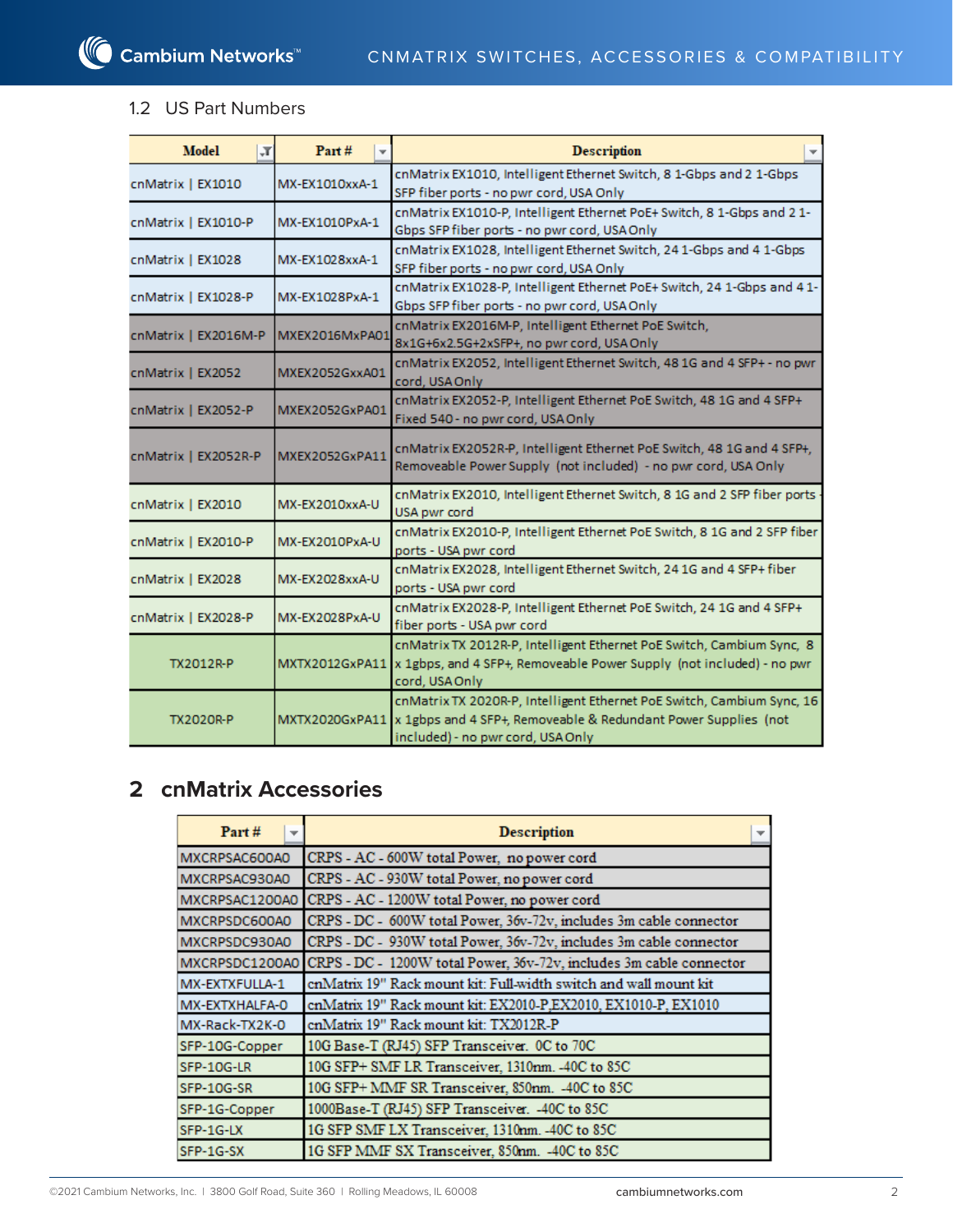### 1.2 US Part Numbers

| Model | Part # | Description |
|---|---|---|
| cnMatrix \| EX1010 | MX-EX1010xxA-1 | cnMatrix EX1010, Intelligent Ethernet Switch, 8 1-Gbps and 2 1-Gbps SFP fiber ports - no pwr cord, USA Only |
| cnMatrix \| EX1010-P | MX-EX1010PxA-1 | cnMatrix EX1010-P, Intelligent Ethernet PoE+ Switch, 8 1-Gbps and 2 1-Gbps SFP fiber ports - no pwr cord, USA Only |
| cnMatrix \| EX1028 | MX-EX1028xxA-1 | cnMatrix EX1028, Intelligent Ethernet Switch, 24 1-Gbps and 4 1-Gbps SFP fiber ports - no pwr cord, USA Only |
| cnMatrix \| EX1028-P | MX-EX1028PxA-1 | cnMatrix EX1028-P, Intelligent Ethernet PoE+ Switch, 24 1-Gbps and 4 1-Gbps SFP fiber ports - no pwr cord, USA Only |
| cnMatrix \| EX2016M-P | MXEX2016MxPA01 | cnMatrix EX2016M-P, Intelligent Ethernet PoE Switch, 8x1G+6x2.5G+2xSFP+, no pwr cord, USA Only |
| cnMatrix \| EX2052 | MXEX2052GxxA01 | cnMatrix EX2052, Intelligent Ethernet Switch, 48 1G and 4 SFP+ - no pwr cord, USA Only |
| cnMatrix \| EX2052-P | MXEX2052GxPA01 | cnMatrix EX2052-P, Intelligent Ethernet PoE Switch, 48 1G and 4 SFP+ Fixed 540 - no pwr cord, USA Only |
| cnMatrix \| EX2052R-P | MXEX2052GxPA11 | cnMatrix EX2052R-P, Intelligent Ethernet PoE Switch, 48 1G and 4 SFP+, Removeable Power Supply (not included) - no pwr cord, USA Only |
| cnMatrix \| EX2010 | MX-EX2010xxA-U | cnMatrix EX2010, Intelligent Ethernet Switch, 8 1G and 2 SFP fiber ports - USA pwr cord |
| cnMatrix \| EX2010-P | MX-EX2010PxA-U | cnMatrix EX2010-P, Intelligent Ethernet PoE Switch, 8 1G and 2 SFP fiber ports - USA pwr cord |
| cnMatrix \| EX2028 | MX-EX2028xxA-U | cnMatrix EX2028, Intelligent Ethernet Switch, 24 1G and 4 SFP+ fiber ports - USA pwr cord |
| cnMatrix \| EX2028-P | MX-EX2028PxA-U | cnMatrix EX2028-P, Intelligent Ethernet PoE Switch, 24 1G and 4 SFP+ fiber ports - USA pwr cord |
| TX2012R-P | MXTX2012GxPA11 | cnMatrix TX 2012R-P, Intelligent Ethernet PoE Switch, Cambium Sync, 8 x 1gbps, and 4 SFP+, Removeable Power Supply (not included) - no pwr cord, USA Only |
| TX2020R-P | MXTX2020GxPA11 | cnMatrix TX 2020R-P, Intelligent Ethernet PoE Switch, Cambium Sync, 16 x 1gbps and 4 SFP+, Removeable & Redundant Power Supplies (not included) - no pwr cord, USA Only |

## 2 cnMatrix Accessories

| Part # | Description |
|---|---|
| MXCRPSAC600A0 | CRPS - AC - 600W total Power, no power cord |
| MXCRPSAC930A0 | CRPS - AC - 930W total Power, no power cord |
| MXCRPSAC1200A0 | CRPS - AC - 1200W total Power, no power cord |
| MXCRPSDC600A0 | CRPS - DC - 600W total Power, 36v-72v, includes 3m cable connector |
| MXCRPSDC930A0 | CRPS - DC - 930W total Power, 36v-72v, includes 3m cable connector |
| MXCRPSDC1200A0 | CRPS - DC - 1200W total Power, 36v-72v, includes 3m cable connector |
| MX-EXTXFULLA-1 | cnMatrix 19" Rack mount kit: Full-width switch and wall mount kit |
| MX-EXTXHALFA-0 | cnMatrix 19" Rack mount kit: EX2010-P,EX2010, EX1010-P, EX1010 |
| MX-Rack-TX2K-0 | cnMatrix 19" Rack mount kit: TX2012R-P |
| SFP-10G-Copper | 10G Base-T (RJ45) SFP Transceiver. 0C to 70C |
| SFP-10G-LR | 10G SFP+ SMF LR Transceiver, 1310nm. -40C to 85C |
| SFP-10G-SR | 10G SFP+ MMF SR Transceiver, 850nm. -40C to 85C |
| SFP-1G-Copper | 1000Base-T (RJ45) SFP Transceiver. -40C to 85C |
| SFP-1G-LX | 1G SFP SMF LX Transceiver, 1310nm. -40C to 85C |
| SFP-1G-SX | 1G SFP MMF SX Transceiver, 850nm. -40C to 85C |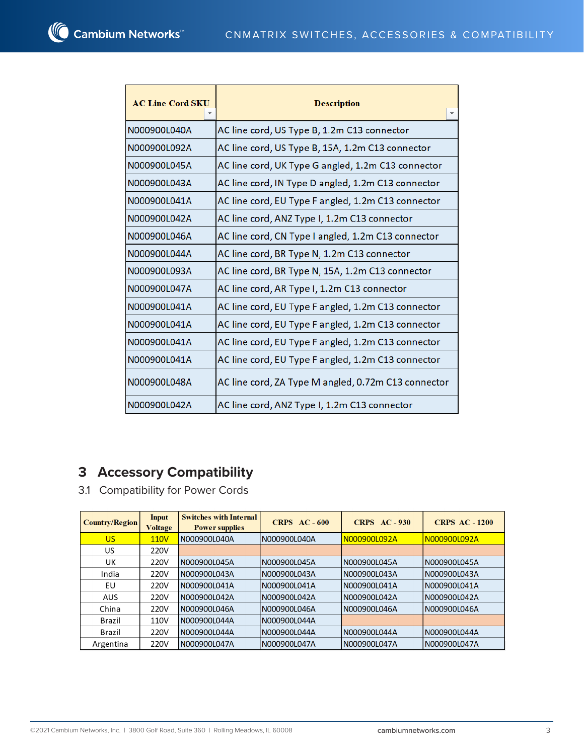| AC Line Cord SKU | Description |
|---|---|
| N000900L040A | AC line cord, US Type B, 1.2m C13 connector |
| N000900L092A | AC line cord, US Type B, 15A, 1.2m C13 connector |
| N000900L045A | AC line cord, UK Type G angled, 1.2m C13 connector |
| N000900L043A | AC line cord, IN Type D angled, 1.2m C13 connector |
| N000900L041A | AC line cord, EU Type F angled, 1.2m C13 connector |
| N000900L042A | AC line cord, ANZ Type I, 1.2m C13 connector |
| N000900L046A | AC line cord, CN Type I angled, 1.2m C13 connector |
| N000900L044A | AC line cord, BR Type N, 1.2m C13 connector |
| N000900L093A | AC line cord, BR Type N, 15A, 1.2m C13 connector |
| N000900L047A | AC line cord, AR Type I, 1.2m C13 connector |
| N000900L041A | AC line cord, EU Type F angled, 1.2m C13 connector |
| N000900L041A | AC line cord, EU Type F angled, 1.2m C13 connector |
| N000900L041A | AC line cord, EU Type F angled, 1.2m C13 connector |
| N000900L041A | AC line cord, EU Type F angled, 1.2m C13 connector |
| N000900L048A | AC line cord, ZA Type M angled, 0.72m C13 connector |
| N000900L042A | AC line cord, ANZ Type I, 1.2m C13 connector |

# 3 Accessory Compatibility

## 3.1 Compatibility for Power Cords

| Country/Region | Input Voltage | Switches with Internal Power supplies | CRPS AC - 600 | CRPS AC - 930 | CRPS AC - 1200 |
|---|---|---|---|---|---|
| US | 110V | N000900L040A | N000900L040A | N000900L092A | N000900L092A |
| US | 220V | | | | |
| UK | 220V | N000900L045A | N000900L045A | N000900L045A | N000900L045A |
| India | 220V | N000900L043A | N000900L043A | N000900L043A | N000900L043A |
| EU | 220V | N000900L041A | N000900L041A | N000900L041A | N000900L041A |
| AUS | 220V | N000900L042A | N000900L042A | N000900L042A | N000900L042A |
| China | 220V | N000900L046A | N000900L046A | N000900L046A | N000900L046A |
| Brazil | 110V | N000900L044A | N000900L044A | | |
| Brazil | 220V | N000900L044A | N000900L044A | N000900L044A | N000900L044A |
| Argentina | 220V | N000900L047A | N000900L047A | N000900L047A | N000900L047A |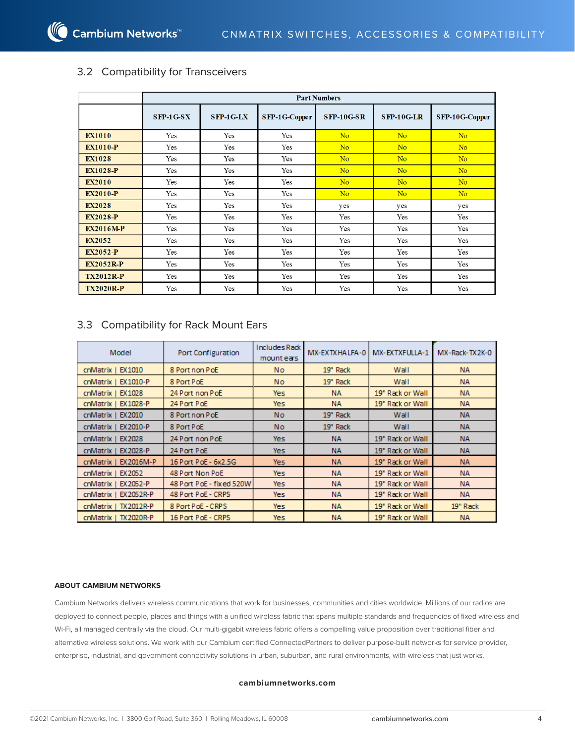## 3.2 Compatibility for Transceivers

| | Part Numbers | | | | | |
|---|---|---|---|---|---|---|
| | SFP-1G-SX | SFP-1G-LX | SFP-1G-Copper | SFP-10G-SR | SFP-10G-LR | SFP-10G-Copper |
| **EX1010** | Yes | Yes | Yes | No | No | No |
| **EX1010-P** | Yes | Yes | Yes | No | No | No |
| **EX1028** | Yes | Yes | Yes | No | No | No |
| **EX1028-P** | Yes | Yes | Yes | No | No | No |
| **EX2010** | Yes | Yes | Yes | No | No | No |
| **EX2010-P** | Yes | Yes | Yes | No | No | No |
| **EX2028** | Yes | Yes | Yes | yes | yes | yes |
| **EX2028-P** | Yes | Yes | Yes | Yes | Yes | Yes |
| **EX2016M-P** | Yes | Yes | Yes | Yes | Yes | Yes |
| **EX2052** | Yes | Yes | Yes | Yes | Yes | Yes |
| **EX2052-P** | Yes | Yes | Yes | Yes | Yes | Yes |
| **EX2052R-P** | Yes | Yes | Yes | Yes | Yes | Yes |
| **TX2012R-P** | Yes | Yes | Yes | Yes | Yes | Yes |
| **TX2020R-P** | Yes | Yes | Yes | Yes | Yes | Yes |

## 3.3 Compatibility for Rack Mount Ears

| Model | Port Configuration | Includes Rack mount ears | MX-EXTXHALFA-0 | MX-EXTXFULLA-1 | MX-Rack-TX2K-0 |
|---|---|---|---|---|---|
| cnMatrix \| EX1010 | 8 Port non PoE | No | 19" Rack | Wall | NA |
| cnMatrix \| EX1010-P | 8 Port PoE | No | 19" Rack | Wall | NA |
| cnMatrix \| EX1028 | 24 Port non PoE | Yes | NA | 19" Rack or Wall | NA |
| cnMatrix \| EX1028-P | 24 Port PoE | Yes | NA | 19" Rack or Wall | NA |
| cnMatrix \| EX2010 | 8 Port non PoE | No | 19" Rack | Wall | NA |
| cnMatrix \| EX2010-P | 8 Port PoE | No | 19" Rack | Wall | NA |
| cnMatrix \| EX2028 | 24 Port non PoE | Yes | NA | 19" Rack or Wall | NA |
| cnMatrix \| EX2028-P | 24 Port PoE | Yes | NA | 19" Rack or Wall | NA |
| cnMatrix \| EX2016M-P | 16 Port PoE - 6x2.5G | Yes | NA | 19" Rack or Wall | NA |
| cnMatrix \| EX2052 | 48 Port Non PoE | Yes | NA | 19" Rack or Wall | NA |
| cnMatrix \| EX2052-P | 48 Port PoE - fixed 520W | Yes | NA | 19" Rack or Wall | NA |
| cnMatrix \| EX2052R-P | 48 Port PoE - CRPS | Yes | NA | 19" Rack or Wall | NA |
| cnMatrix \| TX2012R-P | 8 Port PoE - CRPS | Yes | NA | 19" Rack or Wall | 19" Rack |
| cnMatrix \| TX2020R-P | 16 Port PoE - CRPS | Yes | NA | 19" Rack or Wall | NA |

**ABOUT CAMBIUM NETWORKS**

Cambium Networks delivers wireless communications that work for businesses, communities and cities worldwide. Millions of our radios are deployed to connect people, places and things with a unified wireless fabric that spans multiple standards and frequencies of fixed wireless and Wi-Fi, all managed centrally via the cloud. Our multi-gigabit wireless fabric offers a compelling value proposition over traditional fiber and alternative wireless solutions. We work with our Cambium certified ConnectedPartners to deliver purpose-built networks for service provider, enterprise, industrial, and government connectivity solutions in urban, suburban, and rural environments, with wireless that just works.

**cambiumnetworks.com**

©2021 Cambium Networks, Inc. | 3800 Golf Road, Suite 360 | Rolling Meadows, IL 60008